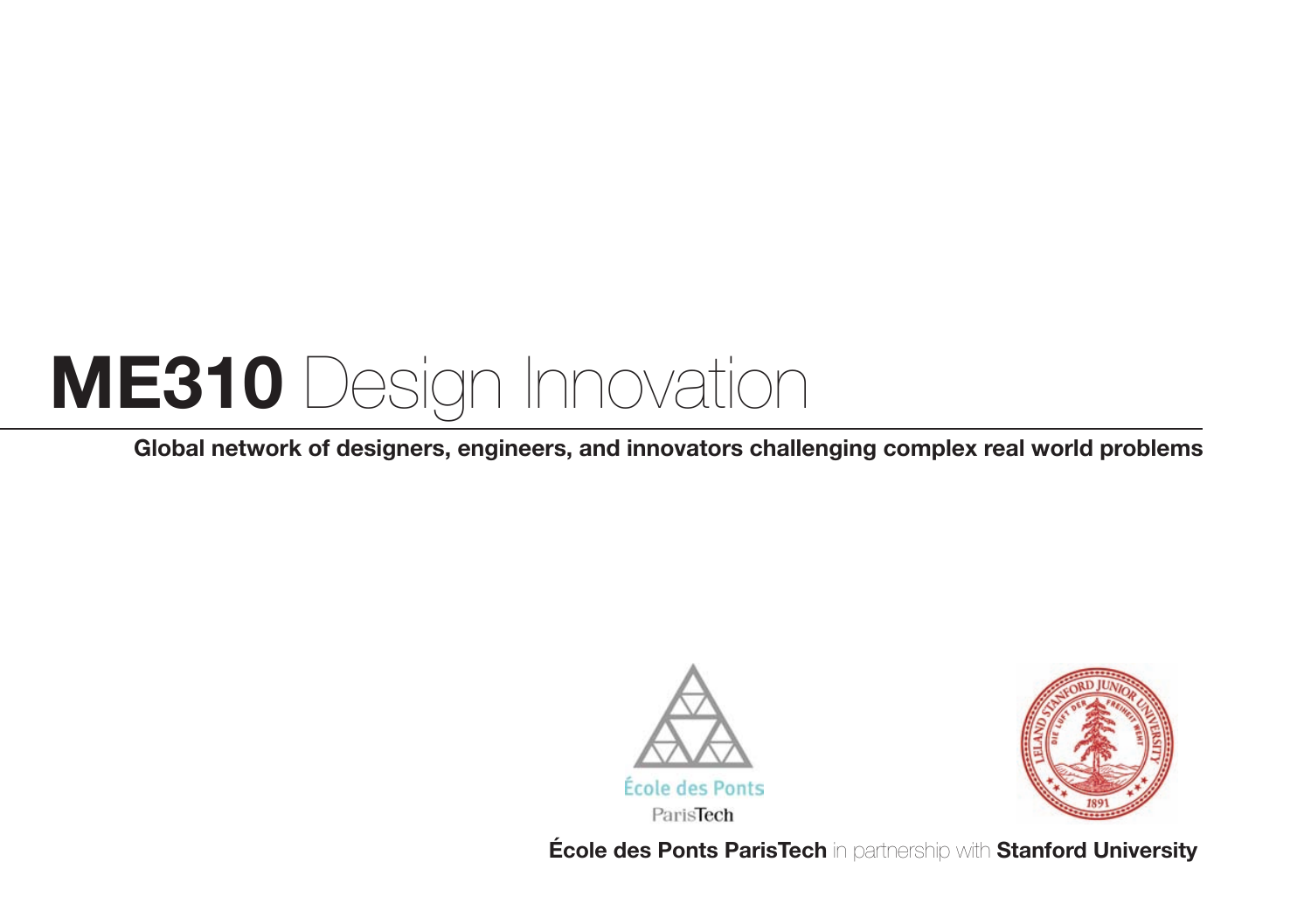# **ME310** Design Innovation

**Global network of designers, engineers, and innovators challenging complex real world problems**

École des Ponts
ParisTech

**École des Ponts ParisTech** in partnership with **Stanford University**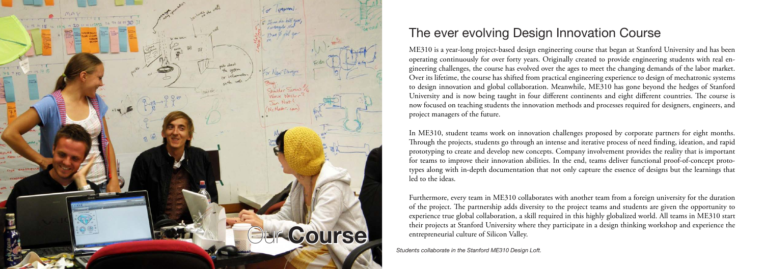## The ever evolving Design Innovation Course

ME310 is a year-long project-based design engineering course that began at Stanford University and has been operating continuously for over forty years. Originally created to provide engineering students with real engineering challenges, the course has evolved over the ages to meet the changing demands of the labor market. Over its lifetime, the course has shifted from practical engineering experience to design of mechatronic systems to design innovation and global collaboration. Meanwhile, ME310 has gone beyond the hedges of Stanford University and is now being taught in four different continents and eight different countries. The course is now focused on teaching students the innovation methods and processes required for designers, engineers, and project managers of the future.

In ME310, student teams work on innovation challenges proposed by corporate partners for eight months. Through the projects, students go through an intense and iterative process of need finding, ideation, and rapid prototyping to create and develop new concepts. Company involvement provides the reality that is important for teams to improve their innovation abilities. In the end, teams deliver functional proof-of-concept prototypes along with in-depth documentation that not only capture the essence of designs but the learnings that led to the ideas.

Furthermore, every team in ME310 collaborates with another team from a foreign university for the duration of the project. The partnership adds diversity to the project teams and students are given the opportunity to experience true global collaboration, a skill required in this highly globalized world. All teams in ME310 start their projects at Stanford University where they participate in a design thinking workshop and experience the entrepreneurial culture of Silicon Valley.

# Our Course

*Students collaborate in the Stanford ME310 Design Loft.*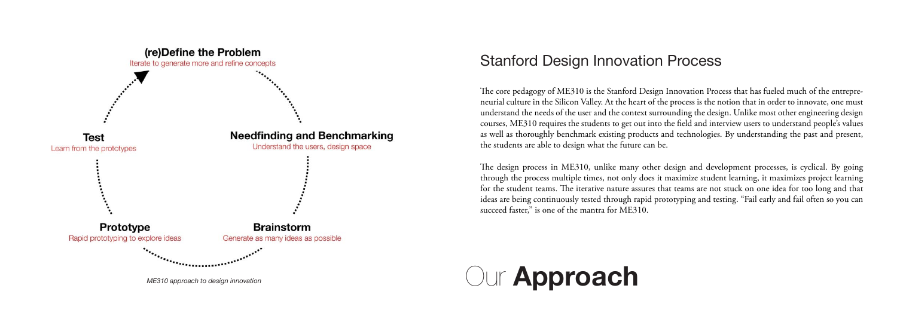# Our **Approach**

## Stanford Design Innovation Process

The core pedagogy of ME310 is the Stanford Design Innovation Process that has fueled much of the entrepreneurial culture in the Silicon Valley. At the heart of the process is the notion that in order to innovate, one must understand the needs of the user and the context surrounding the design. Unlike most other engineering design courses, ME310 requires the students to get out into the field and interview users to understand people's values as well as thoroughly benchmark existing products and technologies. By understanding the past and present, the students are able to design what the future can be.

The design process in ME310, unlike many other design and development processes, is cyclical. By going through the process multiple times, not only does it maximize student learning, it maximizes project learning for the student teams. The iterative nature assures that teams are not stuck on one idea for too long and that ideas are being continuously tested through rapid prototyping and testing. "Fail early and fail often so you can succeed faster," is one of the mantra for ME310.

**(re)Define the Problem**
Iterate to generate more and refine concepts

**Needfinding and Benchmarking**
Understand the users, design space

**Brainstorm**
Generate as many ideas as possible

**Prototype**
Rapid prototyping to explore ideas

**Test**
Learn from the prototypes

*ME310 approach to design innovation*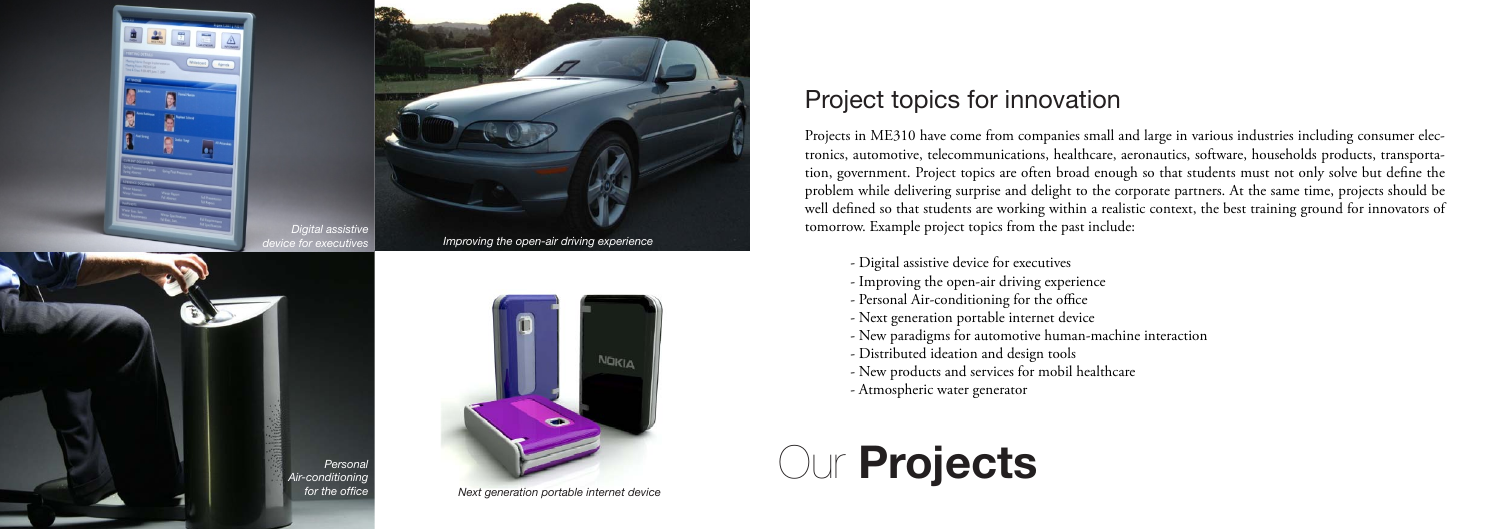*Digital assistive device for executives*

*Improving the open-air driving experience*

*Personal Air-conditioning for the office*

*Next generation portable internet device*

## Project topics for innovation

Projects in ME310 have come from companies small and large in various industries including consumer electronics, automotive, telecommunications, healthcare, aeronautics, software, households products, transportation, government. Project topics are often broad enough so that students must not only solve but define the problem while delivering surprise and delight to the corporate partners. At the same time, projects should be well defined so that students are working within a realistic context, the best training ground for innovators of tomorrow. Example project topics from the past include:

- Digital assistive device for executives
- Improving the open-air driving experience
- Personal Air-conditioning for the office
- Next generation portable internet device
- New paradigms for automotive human-machine interaction
- Distributed ideation and design tools
- New products and services for mobil healthcare
- Atmospheric water generator

# Our **Projects**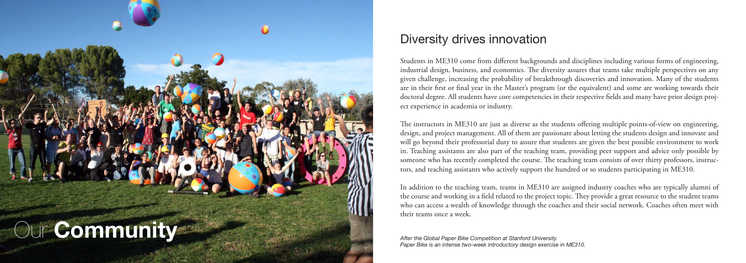# Our **Community**

## Diversity drives innovation

Students in ME310 come from different backgrounds and disciplines including various forms of engineering, industrial design, business, and economics. The diversity assures that teams take multiple perspectives on any given challenge, increasing the probability of breakthrough discoveries and innovation. Many of the students are in their first or final year in the Master's program (or the equivalent) and some are working towards their doctoral degree. All students have core competencies in their respective fields and many have prior design project experience in academia or industry.

The instructors in ME310 are just as diverse as the students offering multiple points-of-view on engineering, design, and project management. All of them are passionate about letting the students design and innovate and will go beyond their professorial duty to assure that students are given the best possible environment to work in. Teaching assistants are also part of the teaching team, providing peer support and advice only possible by someone who has recently completed the course. The teaching team consists of over thirty professors, instructors, and teaching assistants who actively support the hundred or so students participating in ME310.

In addition to the teaching team, teams in ME310 are assigned industry coaches who are typically alumni of the course and working in a field related to the project topic. They provide a great resource to the student teams who can access a wealth of knowledge through the coaches and their social network. Coaches often meet with their teams once a week.

*After the Global Paper Bike Competition at Stanford University.*
*Paper Bike is an intense two-week introductory design exercise in ME310.*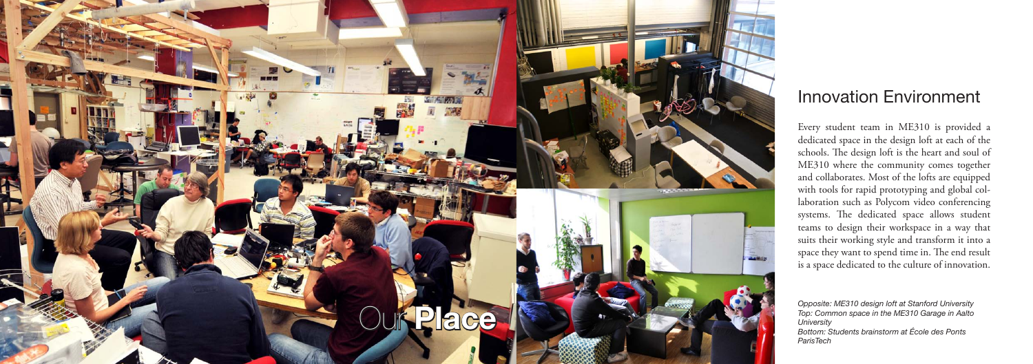# Our Place

## Innovation Environment

Every student team in ME310 is provided a dedicated space in the design loft at each of the schools. The design loft is the heart and soul of ME310 where the community comes together and collaborates. Most of the lofts are equipped with tools for rapid prototyping and global collaboration such as Polycom video conferencing systems. The dedicated space allows student teams to design their workspace in a way that suits their working style and transform it into a space they want to spend time in. The end result is a space dedicated to the culture of innovation.

*Opposite: ME310 design loft at Stanford University*
*Top: Common space in the ME310 Garage in Aalto University*
*Bottom: Students brainstorm at École des Ponts ParisTech*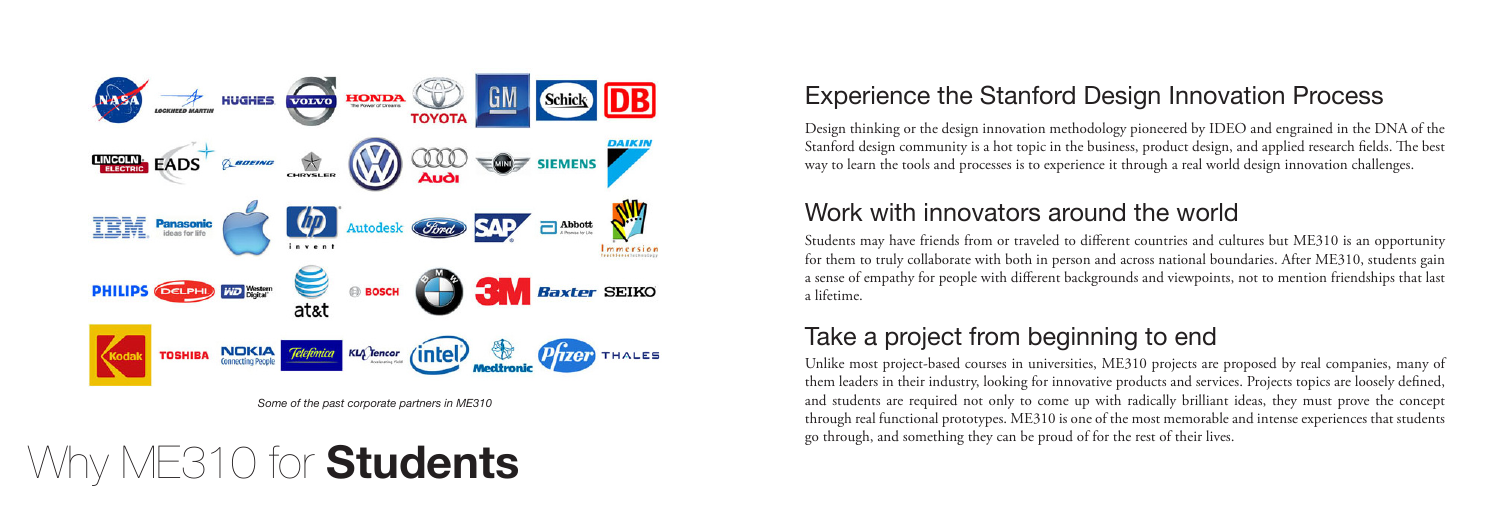*Some of the past corporate partners in ME310*

# Why ME310 for **Students**

## Experience the Stanford Design Innovation Process

Design thinking or the design innovation methodology pioneered by IDEO and engrained in the DNA of the Stanford design community is a hot topic in the business, product design, and applied research fields. The best way to learn the tools and processes is to experience it through a real world design innovation challenges.

## Work with innovators around the world

Students may have friends from or traveled to different countries and cultures but ME310 is an opportunity for them to truly collaborate with both in person and across national boundaries. After ME310, students gain a sense of empathy for people with different backgrounds and viewpoints, not to mention friendships that last a lifetime.

## Take a project from beginning to end

Unlike most project-based courses in universities, ME310 projects are proposed by real companies, many of them leaders in their industry, looking for innovative products and services. Projects topics are loosely defined, and students are required not only to come up with radically brilliant ideas, they must prove the concept through real functional prototypes. ME310 is one of the most memorable and intense experiences that students go through, and something they can be proud of for the rest of their lives.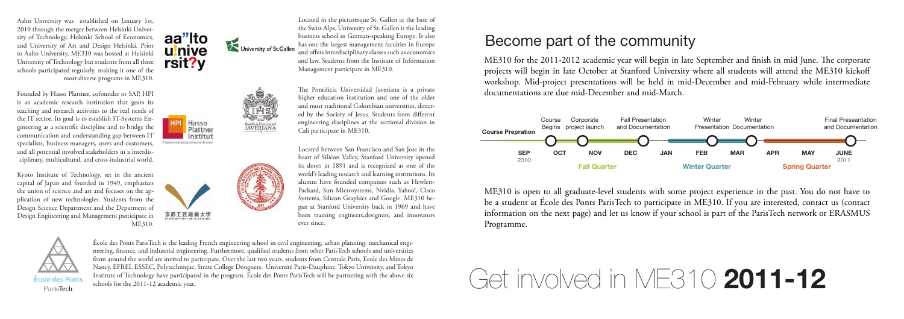Aalto University was established on January 1st, 2010 through the merger between Helsinki University of Technology, Helsinki School of Economics, and University of Art and Design Helsinki. Prior to Aalto University, ME310 was hosted at Helsinki University of Technology but students from all three schools participated regularly, making it one of the most diverse programs in ME310.

Founded by Hasso Plattner, cofounder or SAP, HPI is an academic research institution that gears its teaching and research activities to the real needs of the IT sector. Its goal is to establish IT-Systems Engineering as a scientific discipline and to bridge the communication and understanding gap between IT specialists, business managers, users and customers, and all potential involved stakeholders in a interdisciplinary, multicultural, and cross-industrial world.

Kyoto Institute of Technology, set in the ancient capital of Japan and founded in 1949, emphasizes the union of science and art and focuses on the application of new technologies. Students from the Design Science Department and the Deparment of Design Engineering and Management participate in ME310.

Located in the picturesque St. Gallen at the base of the Swiss Alps, University of St. Gallen is the leading business school in German-speaking Europe. It also has one the largest management faculties in Europe and offers interdisciplinary classes such as economics and law. Students from the Institute of Information Management participate in ME310.

The Pontificia Universidad Javeriana is a private higher education institution and one of the older and most traditional Colombian universities, directed by the Society of Jesus. Students from different engineering disciplines at the sectional division in Cali participate in ME310.

Located between San Francisco and San Jose in the heart of Silicon Valley, Stanford University opened its doors in 1891 and is recognized as one of the world's leading research and learning institutions. Its alumni have founded companies such as Hewlett-Packard, Sun Microsystems, Nvidia, Yahoo!, Cisco Systems, Silicon Graphics and Google. ME310 began at Stanford University back in 1969 and have been training engineers,designers, and innovators ever since.

École des Ponts ParisTech is the leading French engineering school in civil engineering, urban planning, mechanical engineering, finance, and industrial engineering. Furthermore, qualified students from other ParisTech schools and universities from around the world are invited to participate. Over the last two years, students from Centrale Paris, Ecole des Mines de Nancy, EFREI, ESSEC, Polytechnique, Strate College Designers, Université Paris-Dauphine, Tokyo University, and Tokyo Institute of Technology have participated in the program. École des Ponts ParisTech will be partnering with the above six schools for the 2011-12 academic year.

# Become part of the community

ME310 for the 2011-2012 academic year will begin in late September and finish in mid June. The corporate projects will begin in late October at Stanford University where all students will attend the ME310 kickoff workshop. Mid-project presentations will be held in mid-December and mid-February while intermediate documentations are due mid-December and mid-March.

Course Prepration — SEP 2010
Course Begins — OCT
Corporate project launch — NOV
Fall Presentation and Documentation — DEC
JAN
Winter Presentation — FEB
Winter Documentation — MAR
APR
MAY
Final Preseantation and Documentation — JUNE 2011

Fall Quarter — Winter Quarter — Spring Quarter

ME310 is open to all graduate-level students with some project experience in the past. You do not have to be a student at École des Ponts ParisTech to participate in ME310. If you are interested, contact us (contact information on the next page) and let us know if your school is part of the ParisTech network or ERASMUS Programme.

# Get involved in ME310 **2011-12**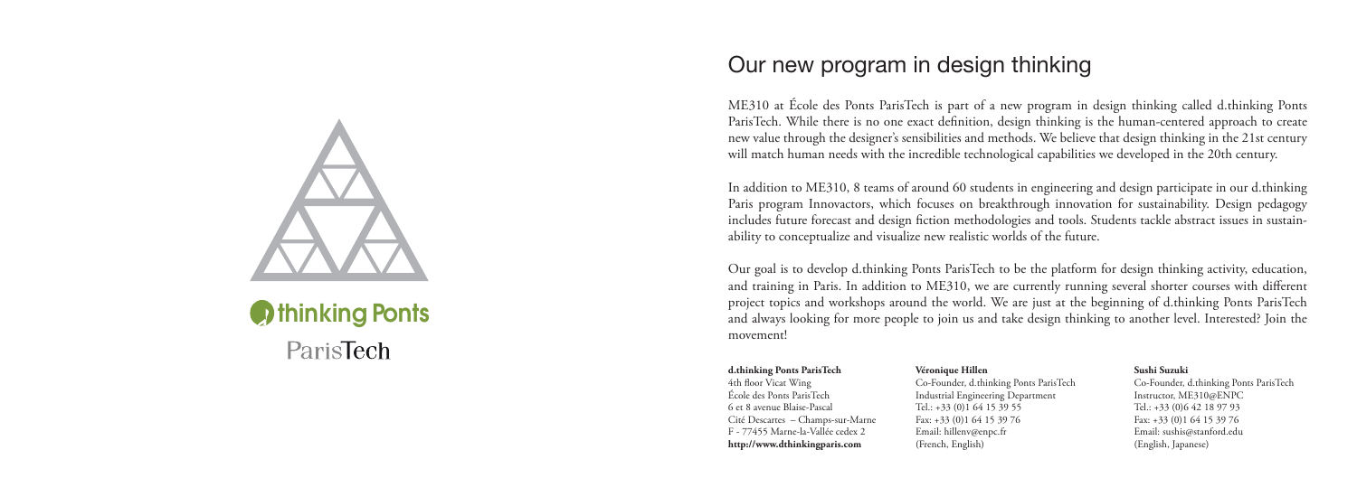thinking Ponts

ParisTech

# Our new program in design thinking

ME310 at École des Ponts ParisTech is part of a new program in design thinking called d.thinking Ponts ParisTech. While there is no one exact definition, design thinking is the human-centered approach to create new value through the designer's sensibilities and methods. We believe that design thinking in the 21st century will match human needs with the incredible technological capabilities we developed in the 20th century.

In addition to ME310, 8 teams of around 60 students in engineering and design participate in our d.thinking Paris program Innovactors, which focuses on breakthrough innovation for sustainability. Design pedagogy includes future forecast and design fiction methodologies and tools. Students tackle abstract issues in sustainability to conceptualize and visualize new realistic worlds of the future.

Our goal is to develop d.thinking Ponts ParisTech to be the platform for design thinking activity, education, and training in Paris. In addition to ME310, we are currently running several shorter courses with different project topics and workshops around the world. We are just at the beginning of d.thinking Ponts ParisTech and always looking for more people to join us and take design thinking to another level. Interested? Join the movement!

**d.thinking Ponts ParisTech**
4th floor Vicat Wing
École des Ponts ParisTech
6 et 8 avenue Blaise-Pascal
Cité Descartes – Champs-sur-Marne
F - 77455 Marne-la-Vallée cedex 2
**http://www.dthinkingparis.com**

**Véronique Hillen**
Co-Founder, d.thinking Ponts ParisTech
Industrial Engineering Department
Tel.: +33 (0)1 64 15 39 55
Fax: +33 (0)1 64 15 39 76
Email: hillenv@enpc.fr
(French, English)

**Sushi Suzuki**
Co-Founder, d.thinking Ponts ParisTech
Instructor, ME310@ENPC
Tel.: +33 (0)6 42 18 97 93
Fax: +33 (0)1 64 15 39 76
Email: sushis@stanford.edu
(English, Japanese)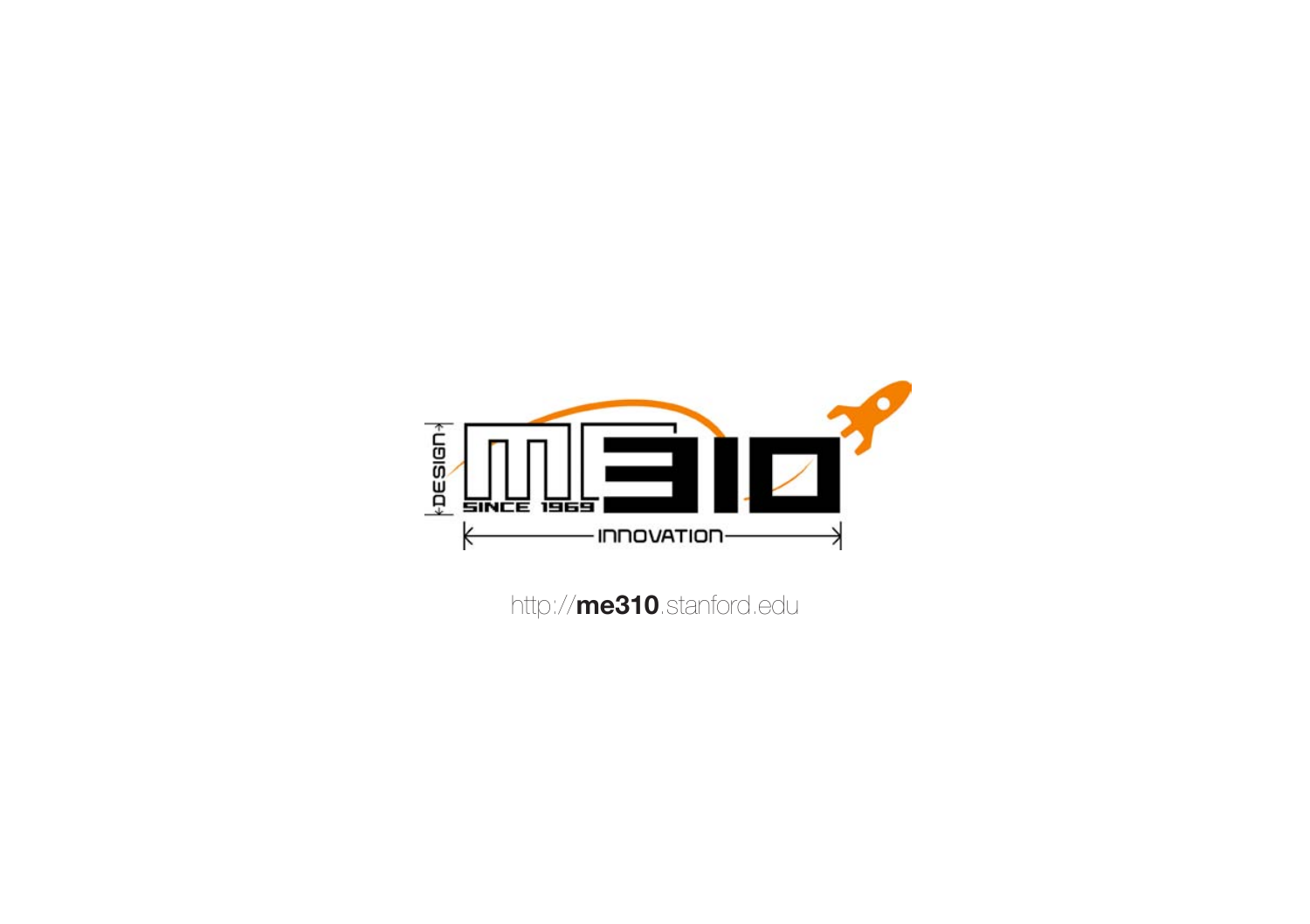DESIGN

ME310

SINCE 1969

INNOVATION

http://**me310**.stanford.edu